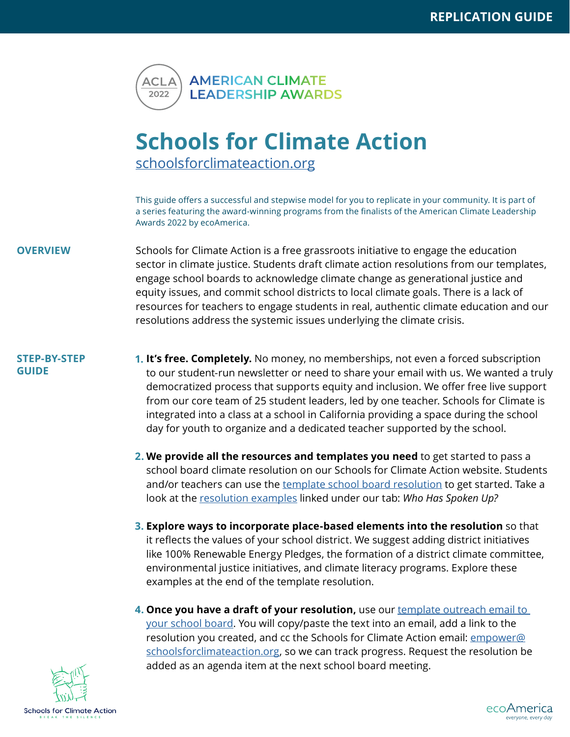REPLICATION GUIDE

ACLA 2022 — AMERICAN CLIMATE LEADERSHIP AWARDS

# Schools for Climate Action

[schoolsforclimateaction.org](schoolsforclimateaction.org)

This guide offers a successful and stepwise model for you to replicate in your community. It is part of a series featuring the award-winning programs from the finalists of the American Climate Leadership Awards 2022 by ecoAmerica.

## OVERVIEW

Schools for Climate Action is a free grassroots initiative to engage the education sector in climate justice. Students draft climate action resolutions from our templates, engage school boards to acknowledge climate change as generational justice and equity issues, and commit school districts to local climate goals. There is a lack of resources for teachers to engage students in real, authentic climate education and our resolutions address the systemic issues underlying the climate crisis.

## STEP-BY-STEP GUIDE

1. **It's free. Completely.** No money, no memberships, not even a forced subscription to our student-run newsletter or need to share your email with us. We wanted a truly democratized process that supports equity and inclusion. We offer free live support from our core team of 25 student leaders, led by one teacher. Schools for Climate is integrated into a class at a school in California providing a space during the school day for youth to organize and a dedicated teacher supported by the school.

2. **We provide all the resources and templates you need** to get started to pass a school board climate resolution on our Schools for Climate Action website. Students and/or teachers can use the template school board resolution to get started. Take a look at the resolution examples linked under our tab: *Who Has Spoken Up?*

3. **Explore ways to incorporate place-based elements into the resolution** so that it reflects the values of your school district. We suggest adding district initiatives like 100% Renewable Energy Pledges, the formation of a district climate committee, environmental justice initiatives, and climate literacy programs. Explore these examples at the end of the template resolution.

4. **Once you have a draft of your resolution,** use our template outreach email to your school board. You will copy/paste the text into an email, add a link to the resolution you created, and cc the Schools for Climate Action email: empower@schoolsforclimateaction.org, so we can track progress. Request the resolution be added as an agenda item at the next school board meeting.

Schools for Climate Action — BREAK THE SILENCE

ecoAmerica — everyone, every day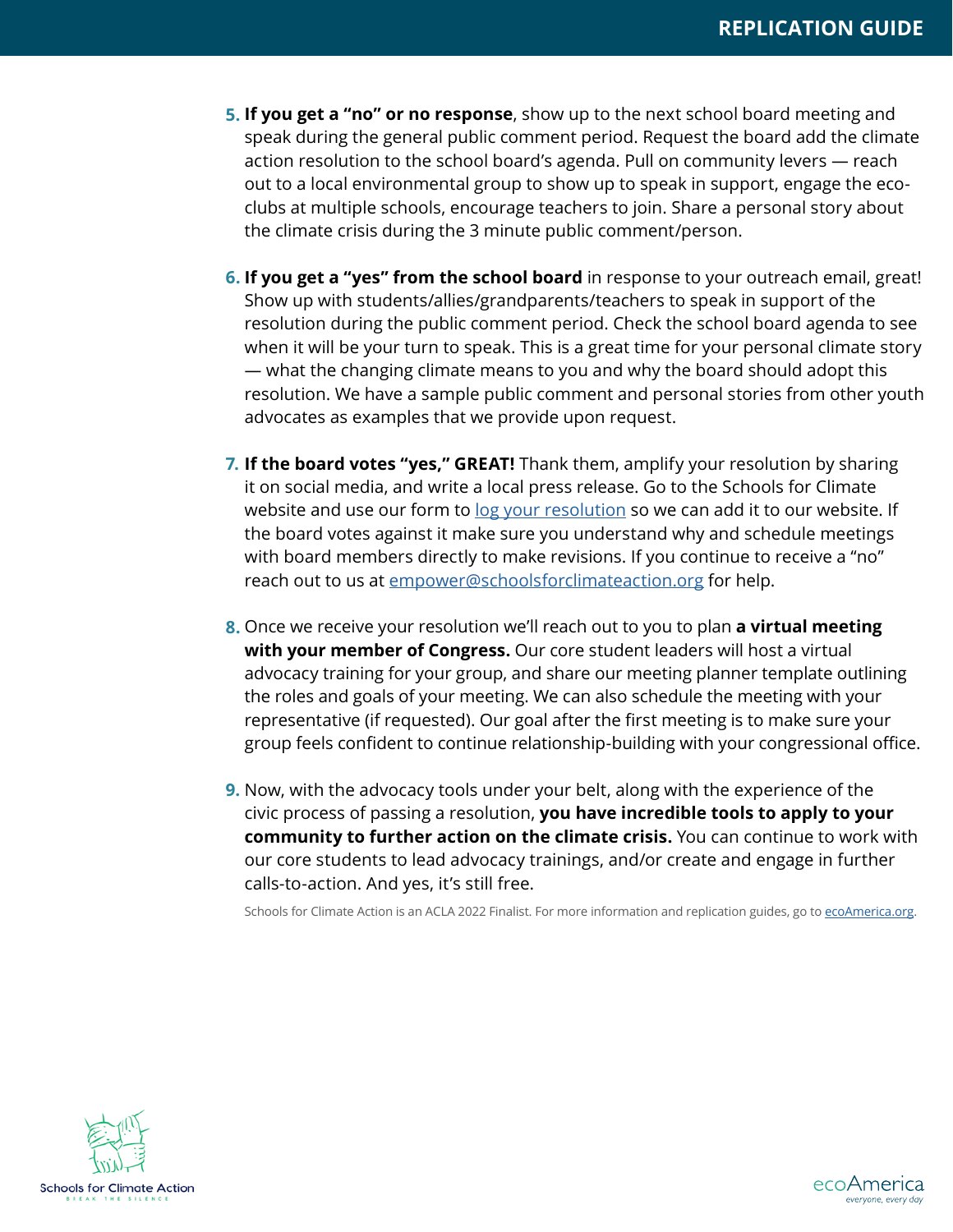5. **If you get a "no" or no response**, show up to the next school board meeting and speak during the general public comment period. Request the board add the climate action resolution to the school board's agenda. Pull on community levers — reach out to a local environmental group to show up to speak in support, engage the eco-clubs at multiple schools, encourage teachers to join. Share a personal story about the climate crisis during the 3 minute public comment/person.

6. **If you get a "yes" from the school board** in response to your outreach email, great! Show up with students/allies/grandparents/teachers to speak in support of the resolution during the public comment period. Check the school board agenda to see when it will be your turn to speak. This is a great time for your personal climate story — what the changing climate means to you and why the board should adopt this resolution. We have a sample public comment and personal stories from other youth advocates as examples that we provide upon request.

7. **If the board votes "yes," GREAT!** Thank them, amplify your resolution by sharing it on social media, and write a local press release. Go to the Schools for Climate website and use our form to log your resolution so we can add it to our website. If the board votes against it make sure you understand why and schedule meetings with board members directly to make revisions. If you continue to receive a "no" reach out to us at empower@schoolsforclimateaction.org for help.

8. Once we receive your resolution we'll reach out to you to plan **a virtual meeting with your member of Congress.** Our core student leaders will host a virtual advocacy training for your group, and share our meeting planner template outlining the roles and goals of your meeting. We can also schedule the meeting with your representative (if requested). Our goal after the first meeting is to make sure your group feels confident to continue relationship-building with your congressional office.

9. Now, with the advocacy tools under your belt, along with the experience of the civic process of passing a resolution, **you have incredible tools to apply to your community to further action on the climate crisis.** You can continue to work with our core students to lead advocacy trainings, and/or create and engage in further calls-to-action. And yes, it's still free.

Schools for Climate Action is an ACLA 2022 Finalist. For more information and replication guides, go to ecoAmerica.org.